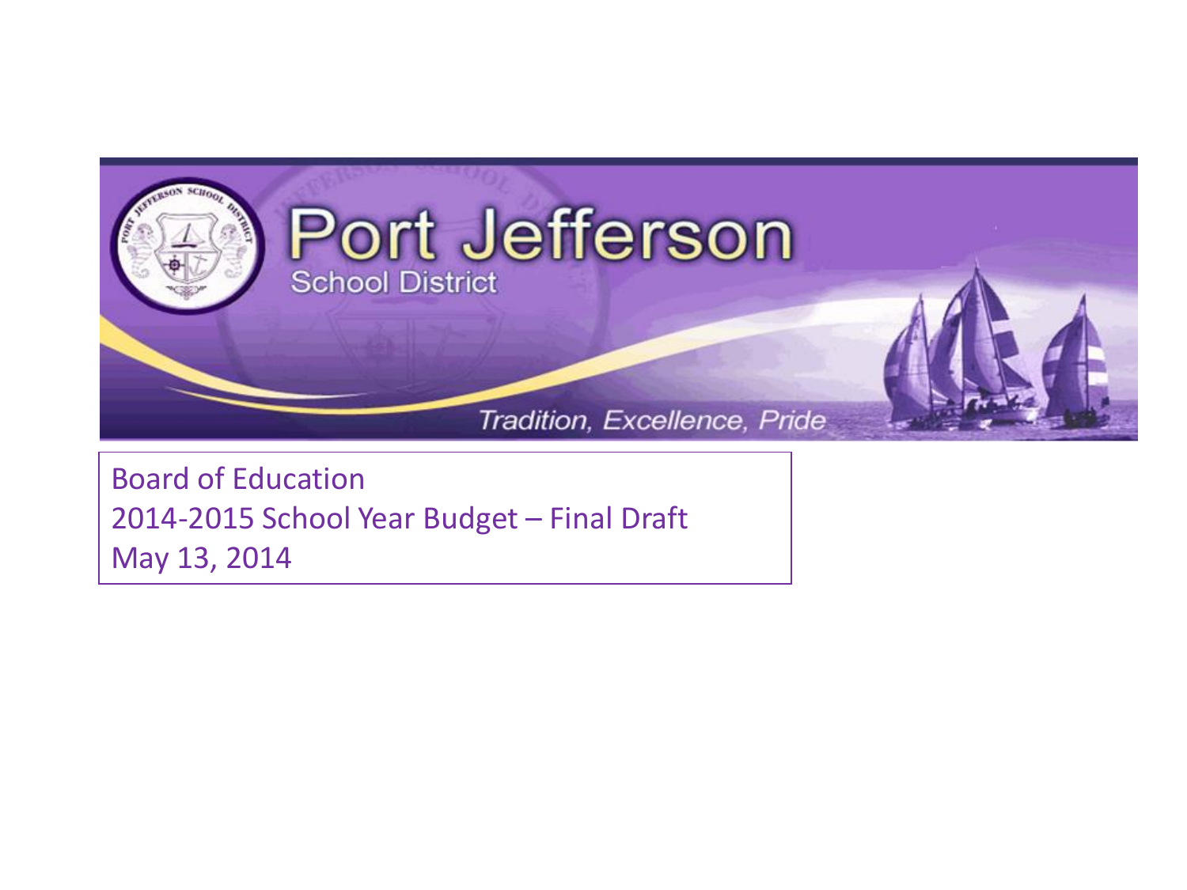# Port Jefferson

School District

*Tradition, Excellence, Pride*

Board of Education
2014-2015 School Year Budget – Final Draft
May 13, 2014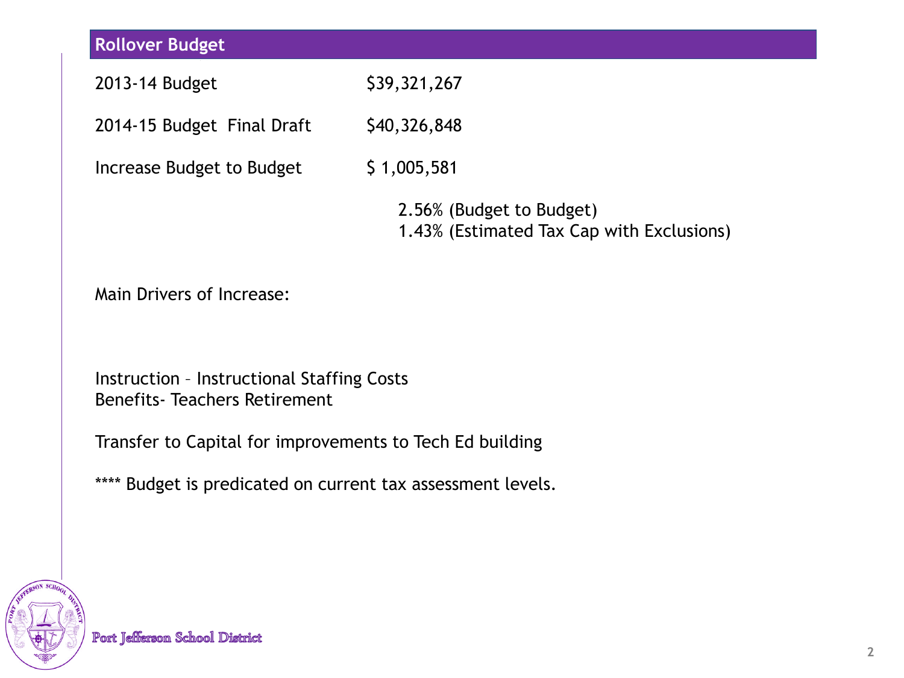## Rollover Budget

| | |
|---|---|
| 2013-14 Budget | $39,321,267 |
| 2014-15 Budget Final Draft | $40,326,848 |
| Increase Budget to Budget | $ 1,005,581 |
| | 2.56% (Budget to Budget) |
| | 1.43% (Estimated Tax Cap with Exclusions) |

Main Drivers of Increase:

Instruction – Instructional Staffing Costs
Benefits- Teachers Retirement

Transfer to Capital for improvements to Tech Ed building

**** Budget is predicated on current tax assessment levels.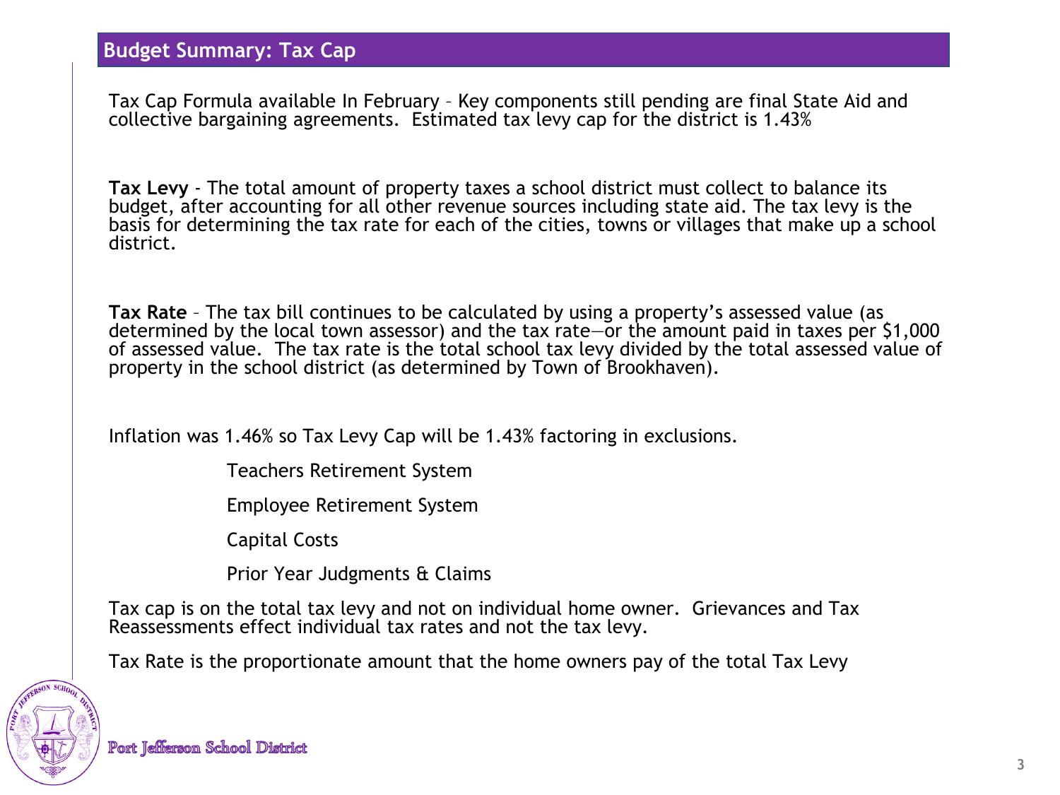## Budget Summary: Tax Cap

Tax Cap Formula available In February – Key components still pending are final State Aid and collective bargaining agreements. Estimated tax levy cap for the district is 1.43%

**Tax Levy** - The total amount of property taxes a school district must collect to balance its budget, after accounting for all other revenue sources including state aid. The tax levy is the basis for determining the tax rate for each of the cities, towns or villages that make up a school district.

**Tax Rate** – The tax bill continues to be calculated by using a property's assessed value (as determined by the local town assessor) and the tax rate—or the amount paid in taxes per $1,000 of assessed value. The tax rate is the total school tax levy divided by the total assessed value of property in the school district (as determined by Town of Brookhaven).

Inflation was 1.46% so Tax Levy Cap will be 1.43% factoring in exclusions.

- Teachers Retirement System
- Employee Retirement System
- Capital Costs
- Prior Year Judgments & Claims

Tax cap is on the total tax levy and not on individual home owner. Grievances and Tax Reassessments effect individual tax rates and not the tax levy.

Tax Rate is the proportionate amount that the home owners pay of the total Tax Levy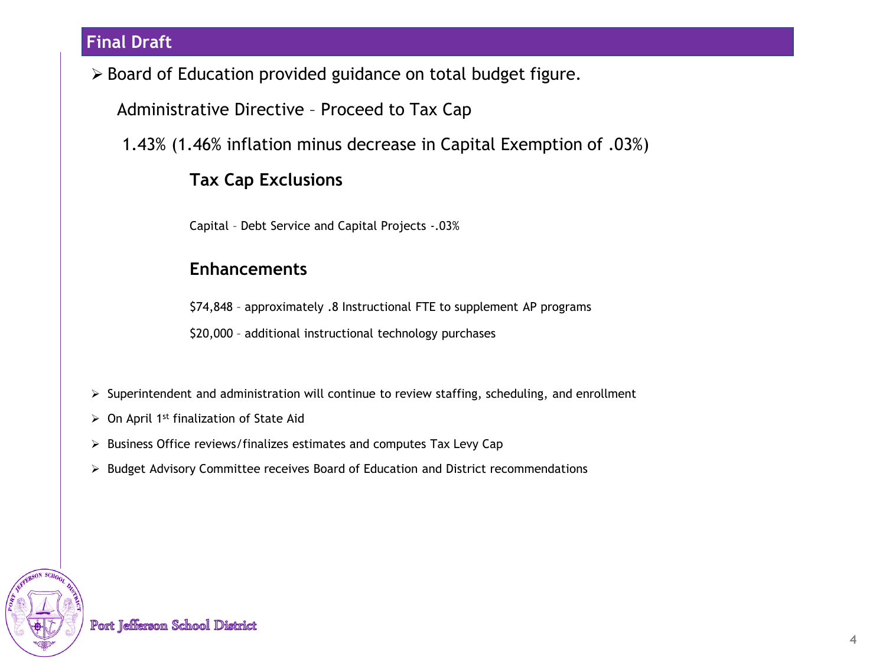## Final Draft

- Board of Education provided guidance on total budget figure.

  Administrative Directive – Proceed to Tax Cap

  1.43% (1.46% inflation minus decrease in Capital Exemption of .03%)

### Tax Cap Exclusions

Capital – Debt Service and Capital Projects -.03%

### Enhancements

$74,848 – approximately .8 Instructional FTE to supplement AP programs

$20,000 – additional instructional technology purchases

- Superintendent and administration will continue to review staffing, scheduling, and enrollment
- On April 1st finalization of State Aid
- Business Office reviews/finalizes estimates and computes Tax Levy Cap
- Budget Advisory Committee receives Board of Education and District recommendations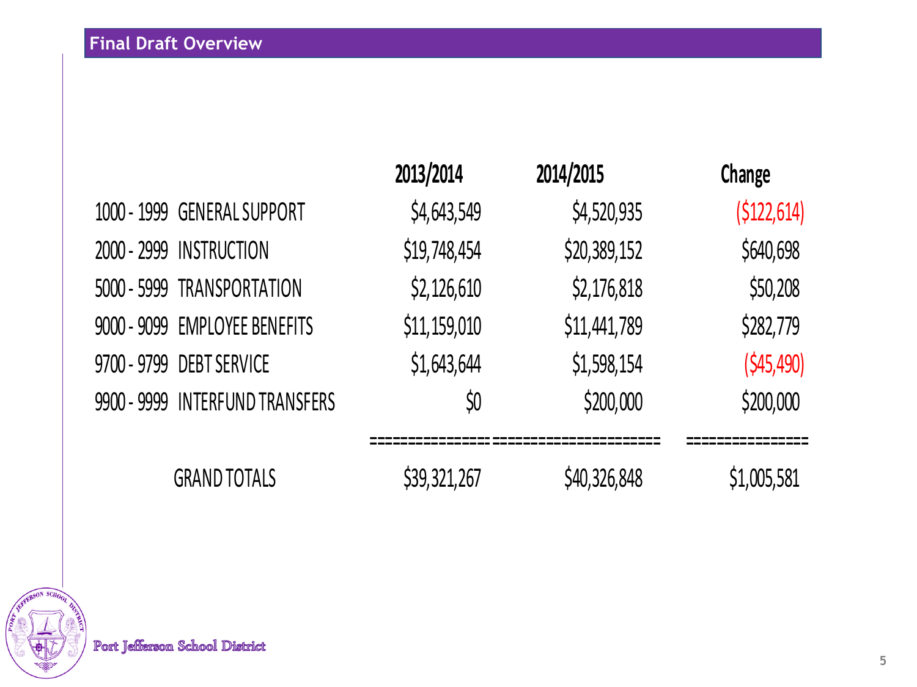## Final Draft Overview

| | 2013/2014 | 2014/2015 | Change |
|---|---|---|---|
| 1000 - 1999 GENERAL SUPPORT | $4,643,549 | $4,520,935 | ($122,614) |
| 2000 - 2999 INSTRUCTION | $19,748,454 | $20,389,152 | $640,698 |
| 5000 - 5999 TRANSPORTATION | $2,126,610 | $2,176,818 | $50,208 |
| 9000 - 9099 EMPLOYEE BENEFITS | $11,159,010 | $11,441,789 | $282,779 |
| 9700 - 9799 DEBT SERVICE | $1,643,644 | $1,598,154 | ($45,490) |
| 9900 - 9999 INTERFUND TRANSFERS | $0 | $200,000 | $200,000 |
| GRAND TOTALS | $39,321,267 | $40,326,848 | $1,005,581 |

Port Jefferson School District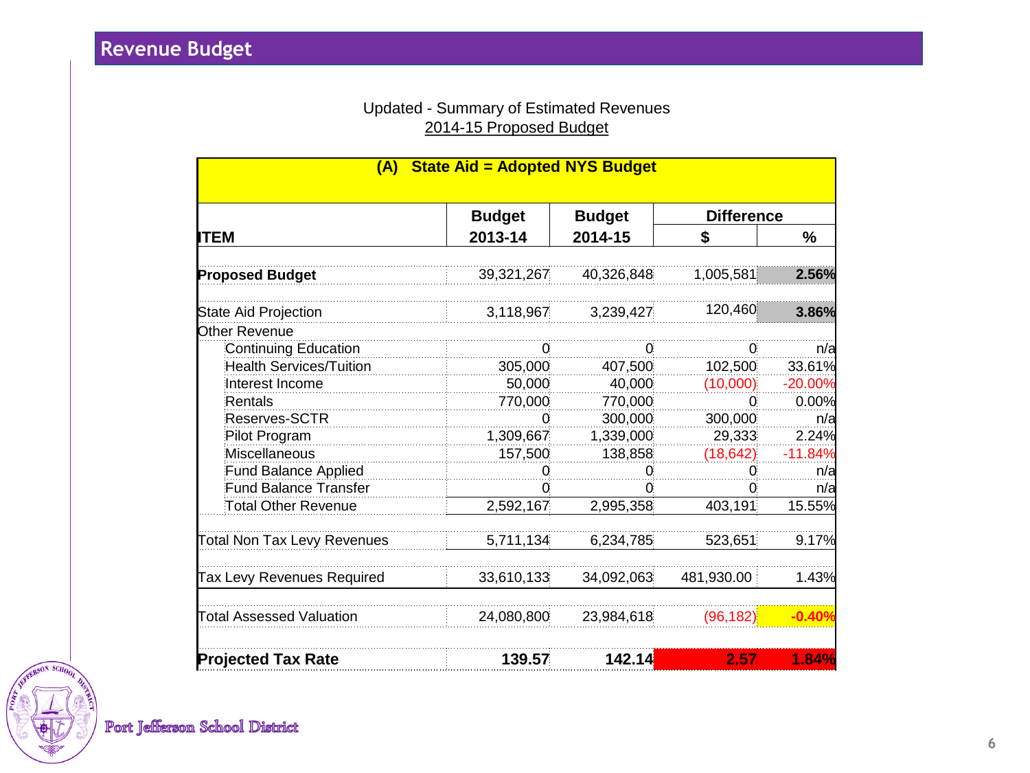## Revenue Budget

Updated - Summary of Estimated Revenues
2014-15 Proposed Budget

| (A) State Aid = Adopted NYS Budget | | | | |
|---|---|---|---|---|
| | **Budget** | **Budget** | **Difference** | |
| **ITEM** | **2013-14** | **2014-15** | **$** | **%** |
| **Proposed Budget** | 39,321,267 | 40,326,848 | 1,005,581 | **2.56%** |
| State Aid Projection | 3,118,967 | 3,239,427 | 120,460 | **3.86%** |
| Other Revenue | | | | |
| Continuing Education | 0 | 0 | 0 | n/a |
| Health Services/Tuition | 305,000 | 407,500 | 102,500 | 33.61% |
| Interest Income | 50,000 | 40,000 | (10,000) | -20.00% |
| Rentals | 770,000 | 770,000 | 0 | 0.00% |
| Reserves-SCTR | 0 | 300,000 | 300,000 | n/a |
| Pilot Program | 1,309,667 | 1,339,000 | 29,333 | 2.24% |
| Miscellaneous | 157,500 | 138,858 | (18,642) | -11.84% |
| Fund Balance Applied | 0 | 0 | 0 | n/a |
| Fund Balance Transfer | 0 | 0 | 0 | n/a |
| Total Other Revenue | 2,592,167 | 2,995,358 | 403,191 | 15.55% |
| Total Non Tax Levy Revenues | 5,711,134 | 6,234,785 | 523,651 | 9.17% |
| Tax Levy Revenues Required | 33,610,133 | 34,092,063 | 481,930.00 | 1.43% |
| Total Assessed Valuation | 24,080,800 | 23,984,618 | (96,182) | **-0.40%** |
| **Projected Tax Rate** | **139.57** | **142.14** | **2.57** | **1.84%** |

Port Jefferson School District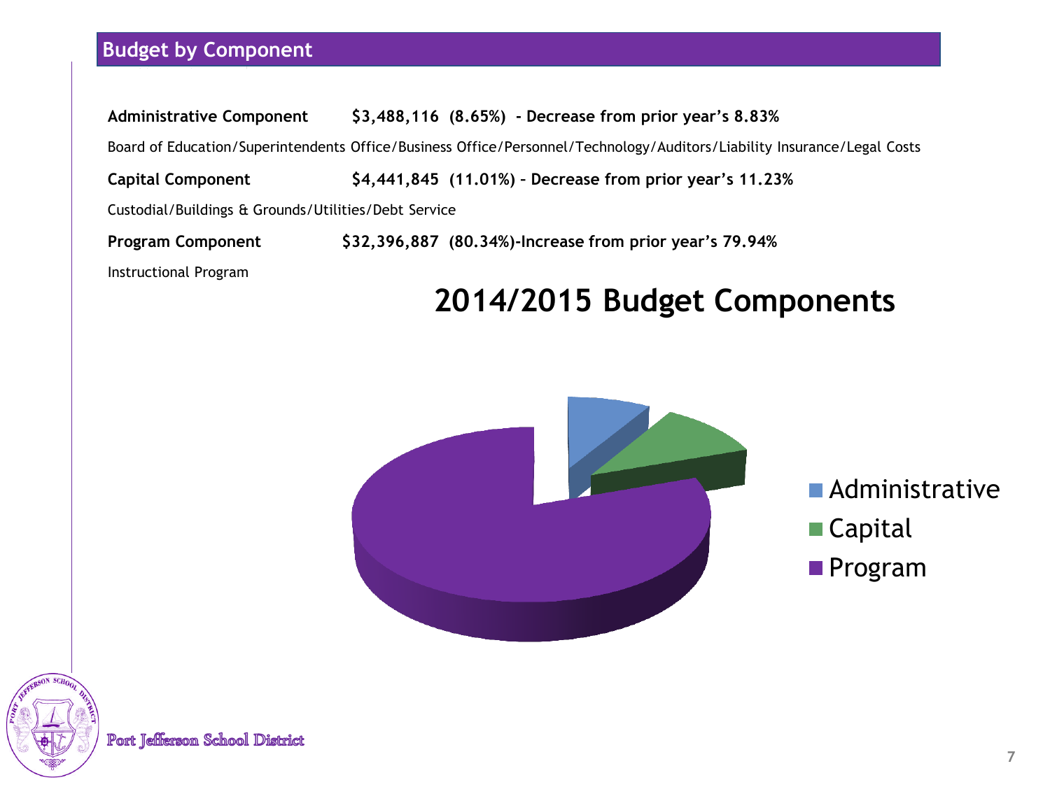## Budget by Component

**Administrative Component** **$3,488,116 (8.65%) - Decrease from prior year's 8.83%**

Board of Education/Superintendents Office/Business Office/Personnel/Technology/Auditors/Liability Insurance/Legal Costs

**Capital Component** **$4,441,845 (11.01%) – Decrease from prior year's 11.23%**

Custodial/Buildings & Grounds/Utilities/Debt Service

**Program Component** **$32,396,887 (80.34%)-Increase from prior year's 79.94%**

Instructional Program

### 2014/2015 Budget Components

- Administrative
- Capital
- Program

Port Jefferson School District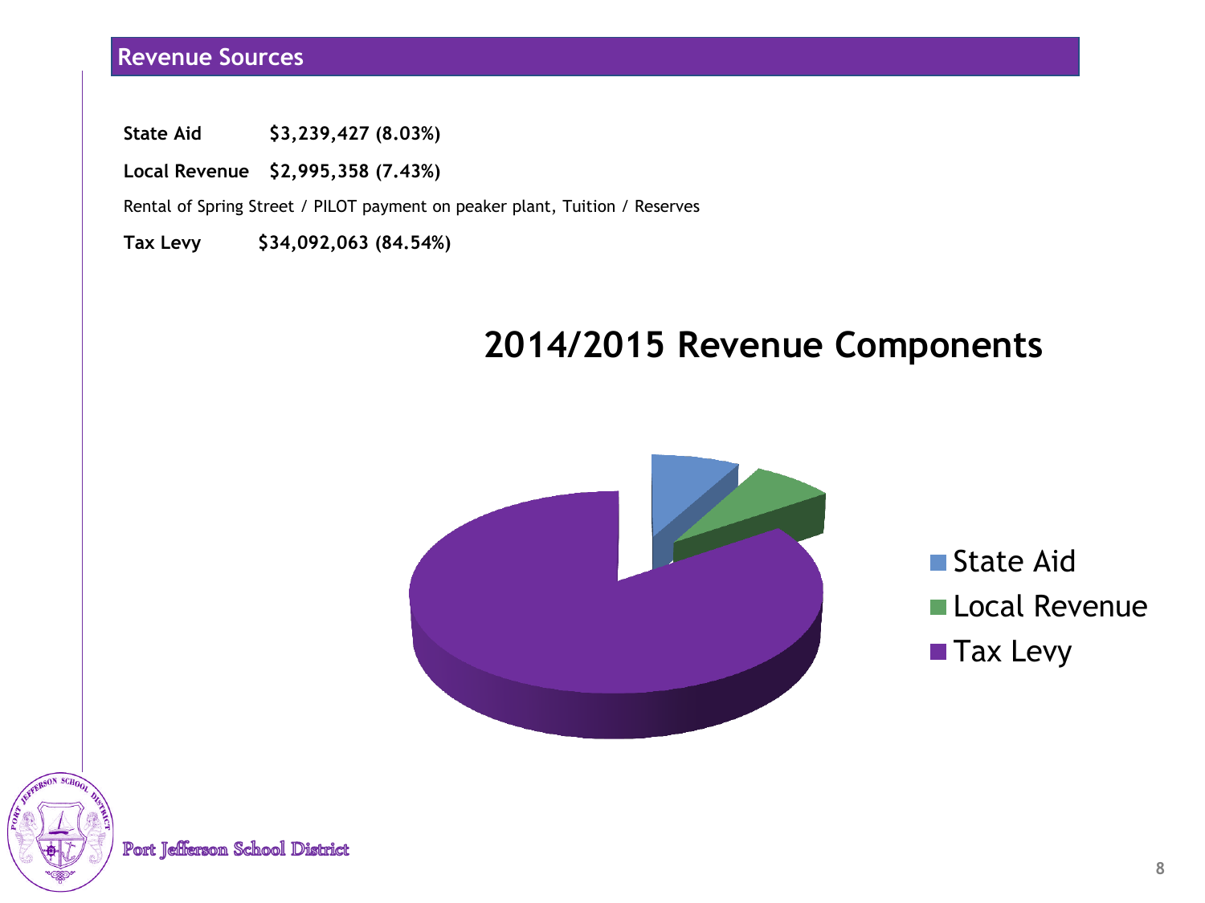## Revenue Sources

**State Aid** **$3,239,427 (8.03%)**

**Local Revenue** **$2,995,358 (7.43%)**

Rental of Spring Street / PILOT payment on peaker plant, Tuition / Reserves

**Tax Levy** **$34,092,063 (84.54%)**

## 2014/2015 Revenue Components

- State Aid
- Local Revenue
- Tax Levy

Port Jefferson School District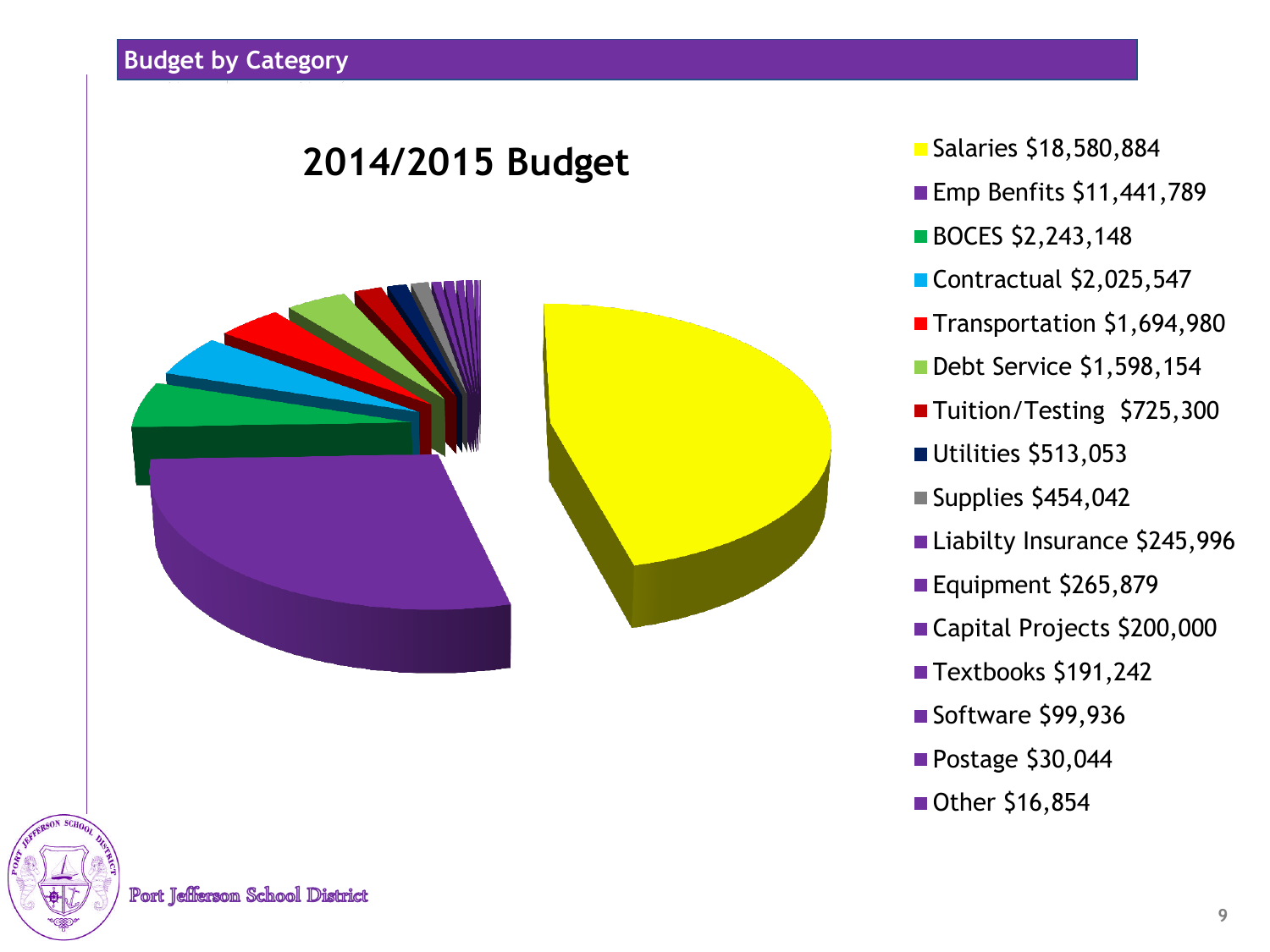## Budget by Category

### 2014/2015 Budget

- Salaries $18,580,884
- Emp Benfits $11,441,789
- BOCES $2,243,148
- Contractual $2,025,547
- Transportation $1,694,980
- Debt Service $1,598,154
- Tuition/Testing $725,300
- Utilities $513,053
- Supplies $454,042
- Liabilty Insurance $245,996
- Equipment $265,879
- Capital Projects $200,000
- Textbooks $191,242
- Software $99,936
- Postage $30,044
- Other $16,854

Port Jefferson School District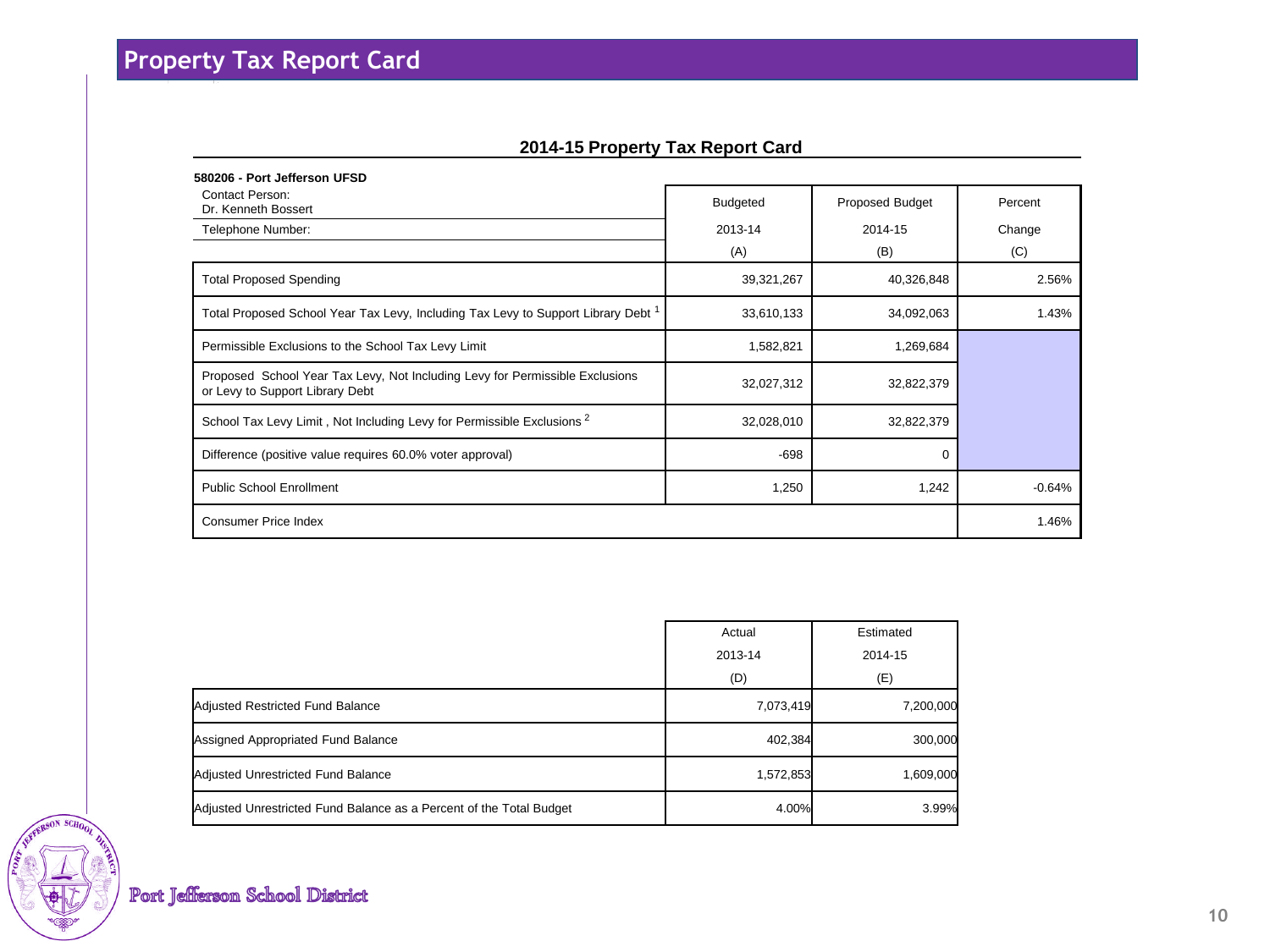# Property Tax Report Card

## 2014-15 Property Tax Report Card

**580206 - Port Jefferson UFSD**

Contact Person:
Dr. Kenneth Bossert

Telephone Number:

| | Budgeted 2013-14 (A) | Proposed Budget 2014-15 (B) | Percent Change (C) |
|---|---|---|---|
| Total Proposed Spending | 39,321,267 | 40,326,848 | 2.56% |
| Total Proposed School Year Tax Levy, Including Tax Levy to Support Library Debt [1] | 33,610,133 | 34,092,063 | 1.43% |
| Permissible Exclusions to the School Tax Levy Limit | 1,582,821 | 1,269,684 | |
| Proposed School Year Tax Levy, Not Including Levy for Permissible Exclusions or Levy to Support Library Debt | 32,027,312 | 32,822,379 | |
| School Tax Levy Limit , Not Including Levy for Permissible Exclusions [2] | 32,028,010 | 32,822,379 | |
| Difference (positive value requires 60.0% voter approval) | -698 | 0 | |
| Public School Enrollment | 1,250 | 1,242 | -0.64% |
| Consumer Price Index | | | 1.46% |

| | Actual 2013-14 (D) | Estimated 2014-15 (E) |
|---|---|---|
| Adjusted Restricted Fund Balance | 7,073,419 | 7,200,000 |
| Assigned Appropriated Fund Balance | 402,384 | 300,000 |
| Adjusted Unrestricted Fund Balance | 1,572,853 | 1,609,000 |
| Adjusted Unrestricted Fund Balance as a Percent of the Total Budget | 4.00% | 3.99% |

Port Jefferson School District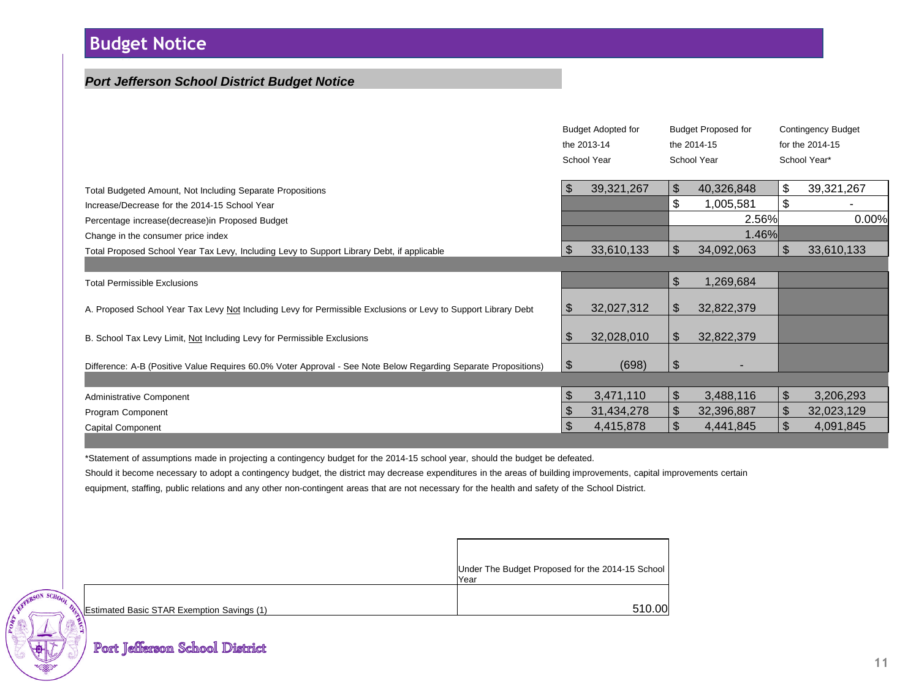# Budget Notice

### *Port Jefferson School District Budget Notice*

| | Budget Adopted for the 2013-14 School Year | Budget Proposed for the 2014-15 School Year | Contingency Budget for the 2014-15 School Year* |
|---|---|---|---|
| Total Budgeted Amount, Not Including Separate Propositions | $ 39,321,267 | $ 40,326,848 | $ 39,321,267 |
| Increase/Decrease for the 2014-15 School Year | | $ 1,005,581 | $ - |
| Percentage increase(decrease)in Proposed Budget | | 2.56% | 0.00% |
| Change in the consumer price index | | 1.46% | |
| Total Proposed School Year Tax Levy, Including Levy to Support Library Debt, if applicable | $ 33,610,133 | $ 34,092,063 | $ 33,610,133 |
| | | | |
| Total Permissible Exclusions | | $ 1,269,684 | |
| A. Proposed School Year Tax Levy Not Including Levy for Permissible Exclusions or Levy to Support Library Debt | $ 32,027,312 | $ 32,822,379 | |
| B. School Tax Levy Limit, Not Including Levy for Permissible Exclusions | $ 32,028,010 | $ 32,822,379 | |
| Difference: A-B (Positive Value Requires 60.0% Voter Approval - See Note Below Regarding Separate Propositions) | $ (698) | $ - | |
| | | | |
| Administrative Component | $ 3,471,110 | $ 3,488,116 | $ 3,206,293 |
| Program Component | $ 31,434,278 | $ 32,396,887 | $ 32,023,129 |
| Capital Component | $ 4,415,878 | $ 4,441,845 | $ 4,091,845 |

*Statement of assumptions made in projecting a contingency budget for the 2014-15 school year, should the budget be defeated.

Should it become necessary to adopt a contingency budget, the district may decrease expenditures in the areas of building improvements, capital improvements certain equipment, staffing, public relations and any other non-contingent areas that are not necessary for the health and safety of the School District.

| | Under The Budget Proposed for the 2014-15 School Year |
|---|---|
| Estimated Basic STAR Exemption Savings (1) | 510.00 |

Port Jefferson School District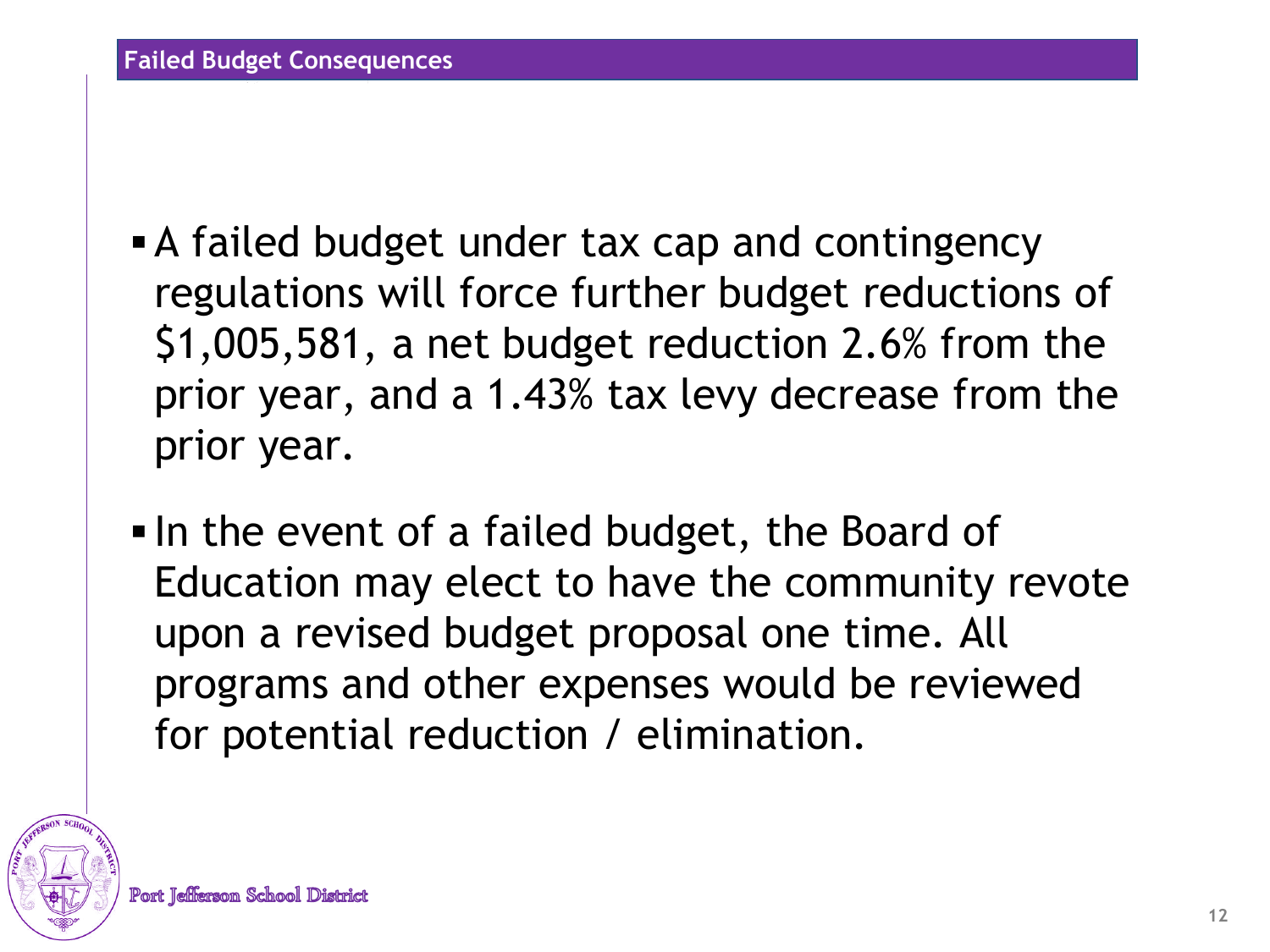## Failed Budget Consequences

- A failed budget under tax cap and contingency regulations will force further budget reductions of $1,005,581, a net budget reduction 2.6% from the prior year, and a 1.43% tax levy decrease from the prior year.

- In the event of a failed budget, the Board of Education may elect to have the community revote upon a revised budget proposal one time. All programs and other expenses would be reviewed for potential reduction / elimination.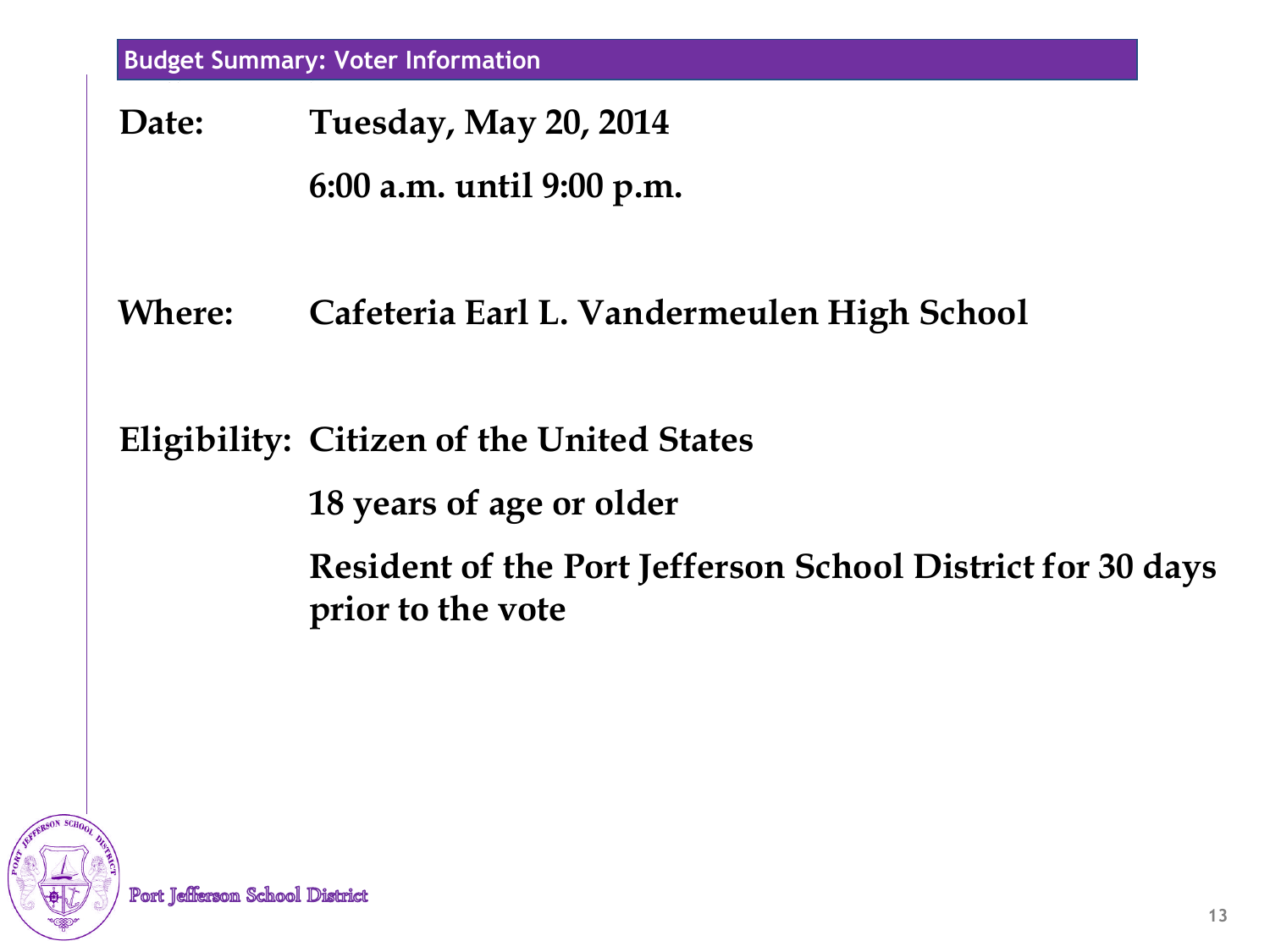## Budget Summary: Voter Information

**Date:** **Tuesday, May 20, 2014**

**6:00 a.m. until 9:00 p.m.**

**Where:** **Cafeteria Earl L. Vandermeulen High School**

**Eligibility:** **Citizen of the United States**

**18 years of age or older**

**Resident of the Port Jefferson School District for 30 days prior to the vote**

Port Jefferson School District